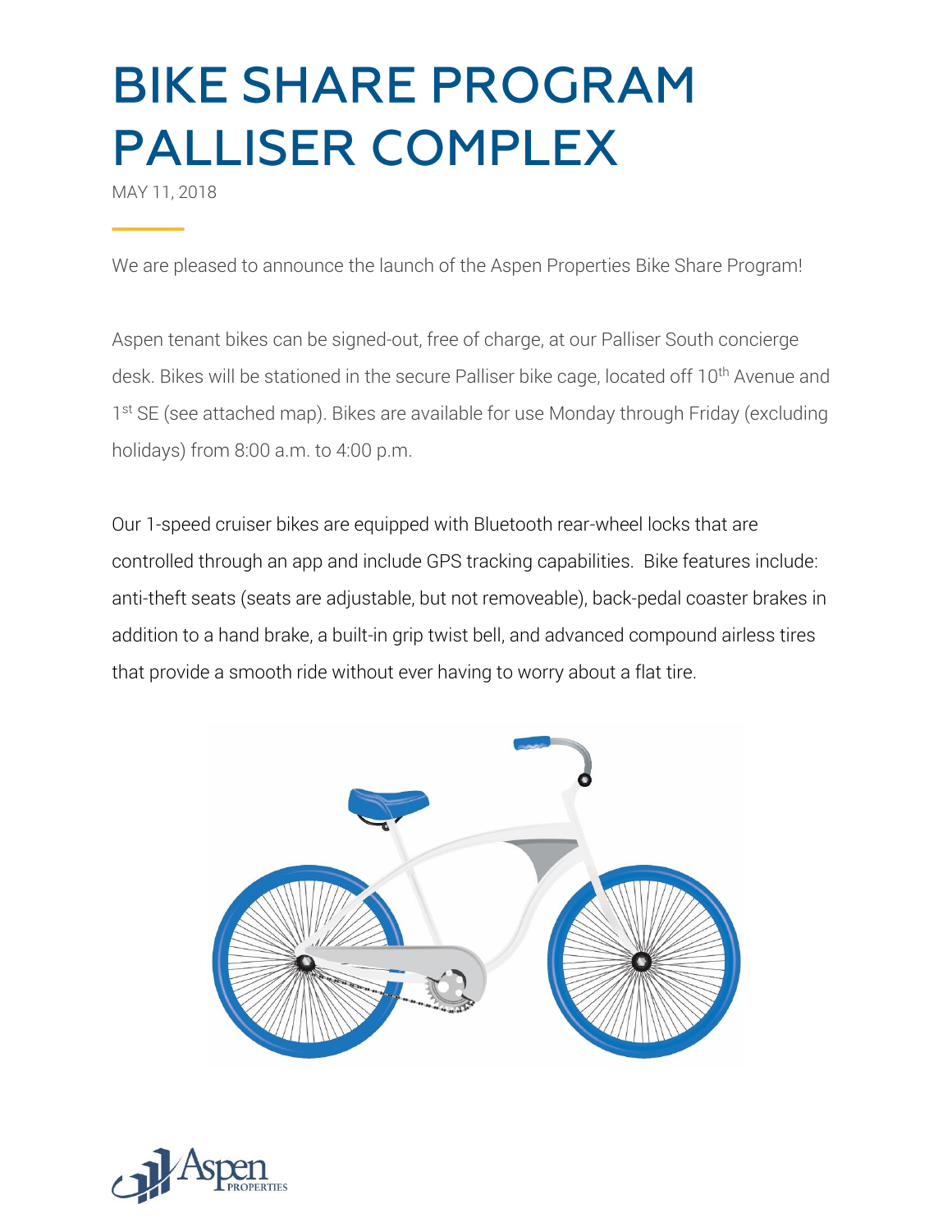# BIKE SHARE PROGRAM PALLISER COMPLEX

MAY 11, 2018

We are pleased to announce the launch of the Aspen Properties Bike Share Program!

Aspen tenant bikes can be signed-out, free of charge, at our Palliser South concierge desk. Bikes will be stationed in the secure Palliser bike cage, located off 10th Avenue and 1st SE (see attached map). Bikes are available for use Monday through Friday (excluding holidays) from 8:00 a.m. to 4:00 p.m.

Our 1-speed cruiser bikes are equipped with Bluetooth rear-wheel locks that are controlled through an app and include GPS tracking capabilities. Bike features include: anti-theft seats (seats are adjustable, but not removeable), back-pedal coaster brakes in addition to a hand brake, a built-in grip twist bell, and advanced compound airless tires that provide a smooth ride without ever having to worry about a flat tire.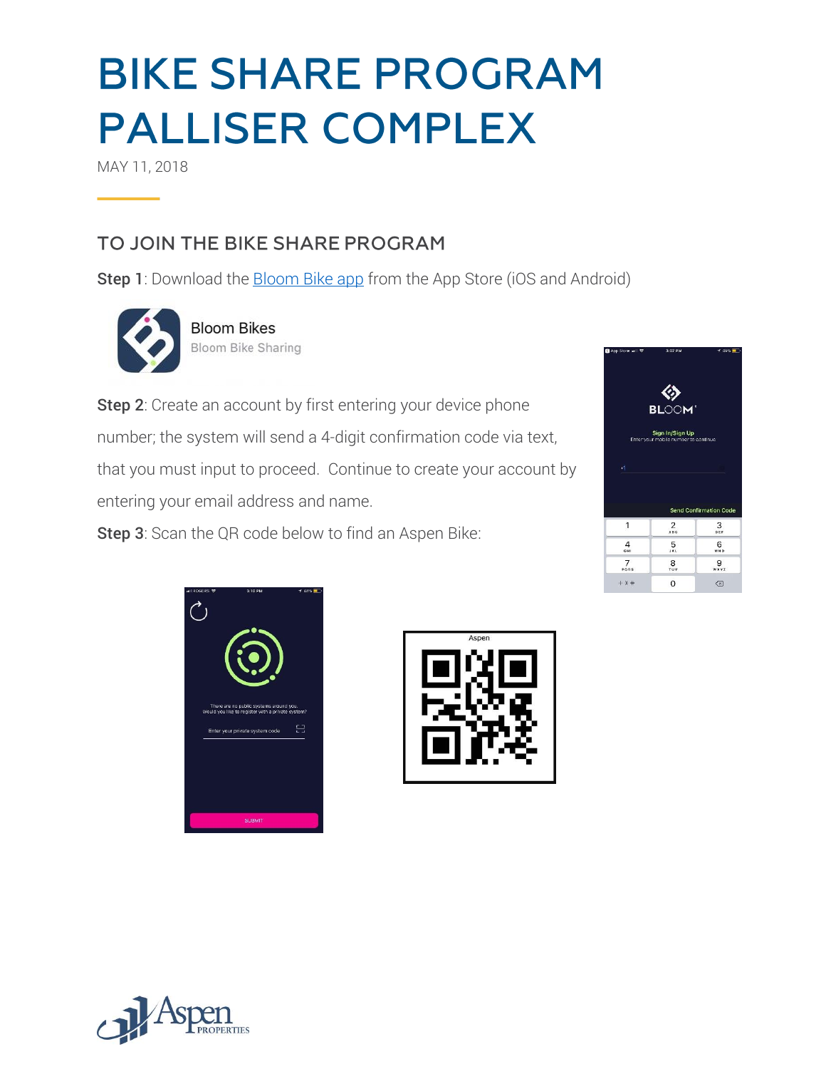# BIKE SHARE PROGRAM PALLISER COMPLEX

MAY 11, 2018

## TO JOIN THE BIKE SHARE PROGRAM

**Step 1**: Download the [Bloom Bike app]() from the App Store (iOS and Android)

**Step 2**: Create an account by first entering your device phone number; the system will send a 4-digit confirmation code via text, that you must input to proceed. Continue to create your account by entering your email address and name.

**Step 3**: Scan the QR code below to find an Aspen Bike: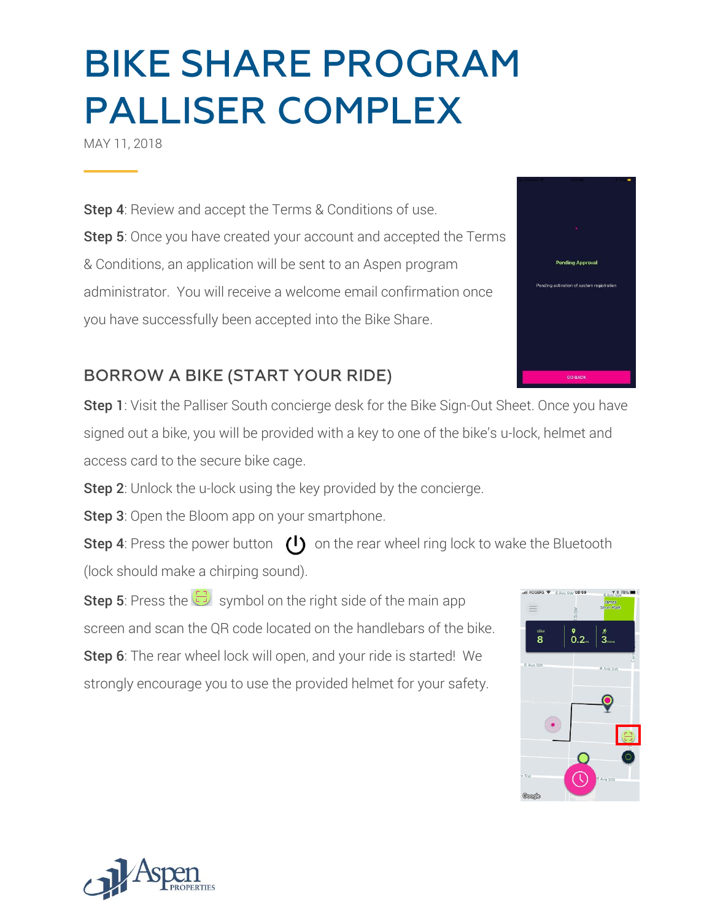# BIKE SHARE PROGRAM PALLISER COMPLEX

MAY 11, 2018

**Step 4**: Review and accept the Terms & Conditions of use.

**Step 5**: Once you have created your account and accepted the Terms & Conditions, an application will be sent to an Aspen program administrator. You will receive a welcome email confirmation once you have successfully been accepted into the Bike Share.

## BORROW A BIKE (START YOUR RIDE)

**Step 1**: Visit the Palliser South concierge desk for the Bike Sign-Out Sheet. Once you have signed out a bike, you will be provided with a key to one of the bike's u-lock, helmet and access card to the secure bike cage.

**Step 2**: Unlock the u-lock using the key provided by the concierge.

**Step 3**: Open the Bloom app on your smartphone.

**Step 4**: Press the power button on the rear wheel ring lock to wake the Bluetooth (lock should make a chirping sound).

**Step 5**: Press the symbol on the right side of the main app screen and scan the QR code located on the handlebars of the bike.

**Step 6**: The rear wheel lock will open, and your ride is started! We strongly encourage you to use the provided helmet for your safety.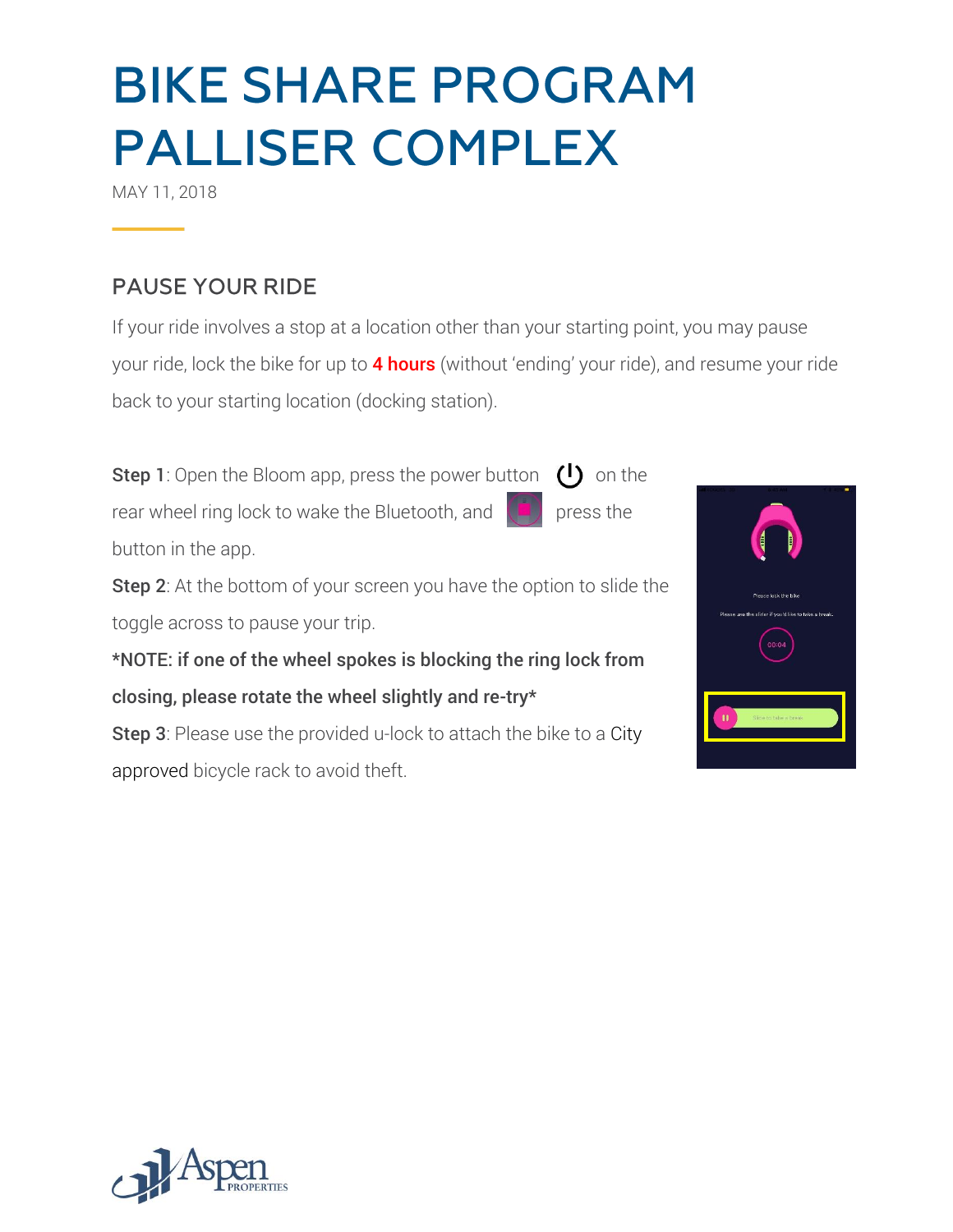# BIKE SHARE PROGRAM PALLISER COMPLEX

MAY 11, 2018

## PAUSE YOUR RIDE

If your ride involves a stop at a location other than your starting point, you may pause your ride, lock the bike for up to **4 hours** (without 'ending' your ride), and resume your ride back to your starting location (docking station).

**Step 1**: Open the Bloom app, press the power button on the rear wheel ring lock to wake the Bluetooth, and press the button in the app.

**Step 2**: At the bottom of your screen you have the option to slide the toggle across to pause your trip.

***NOTE: if one of the wheel spokes is blocking the ring lock from closing, please rotate the wheel slightly and re-try***

**Step 3**: Please use the provided u-lock to attach the bike to a City approved bicycle rack to avoid theft.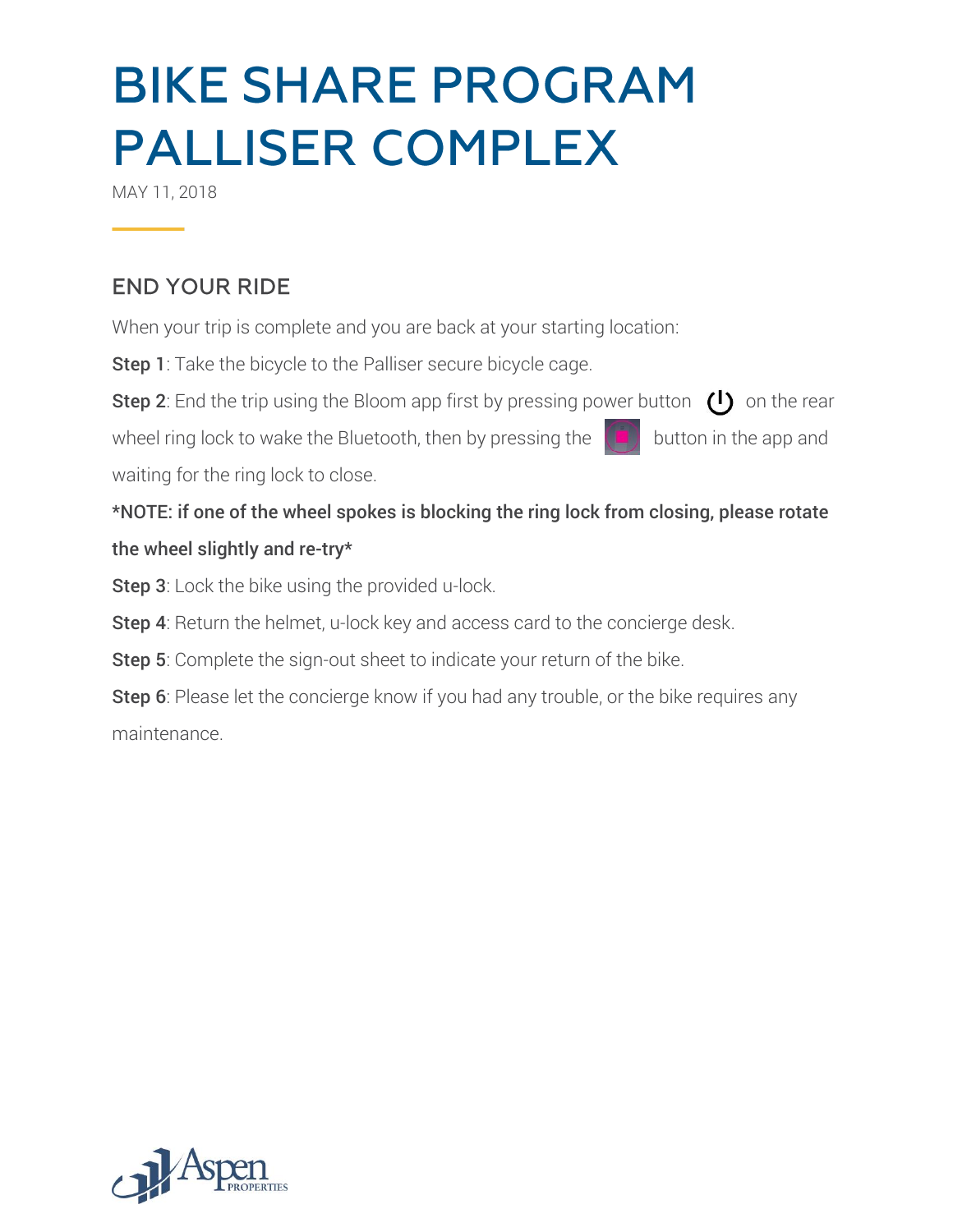# BIKE SHARE PROGRAM PALLISER COMPLEX

MAY 11, 2018

## END YOUR RIDE

When your trip is complete and you are back at your starting location:

**Step 1**: Take the bicycle to the Palliser secure bicycle cage.

**Step 2**: End the trip using the Bloom app first by pressing power button on the rear wheel ring lock to wake the Bluetooth, then by pressing the button in the app and waiting for the ring lock to close.

**\*NOTE: if one of the wheel spokes is blocking the ring lock from closing, please rotate the wheel slightly and re-try\***

**Step 3**: Lock the bike using the provided u-lock.

**Step 4**: Return the helmet, u-lock key and access card to the concierge desk.

**Step 5**: Complete the sign-out sheet to indicate your return of the bike.

**Step 6**: Please let the concierge know if you had any trouble, or the bike requires any maintenance.